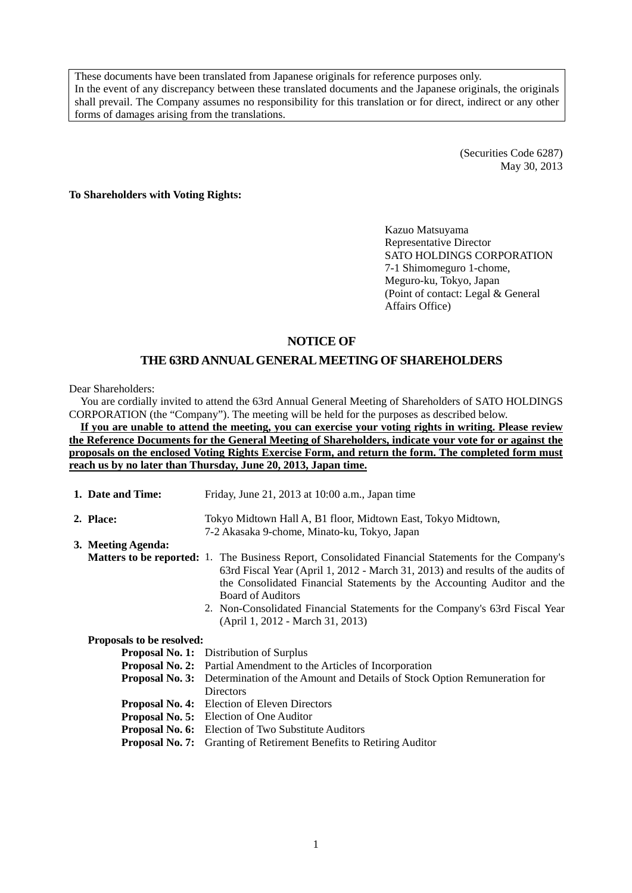These documents have been translated from Japanese originals for reference purposes only.
In the event of any discrepancy between these translated documents and the Japanese originals, the originals shall prevail. The Company assumes no responsibility for this translation or for direct, indirect or any other forms of damages arising from the translations.

(Securities Code 6287)
May 30, 2013

**To Shareholders with Voting Rights:**

Kazuo Matsuyama
Representative Director
SATO HOLDINGS CORPORATION
7-1 Shimomeguro 1-chome,
Meguro-ku, Tokyo, Japan
(Point of contact: Legal & General Affairs Office)

# NOTICE OF
# THE 63RD ANNUAL GENERAL MEETING OF SHAREHOLDERS

Dear Shareholders:

You are cordially invited to attend the 63rd Annual General Meeting of Shareholders of SATO HOLDINGS CORPORATION (the "Company"). The meeting will be held for the purposes as described below.

**If you are unable to attend the meeting, you can exercise your voting rights in writing. Please review the Reference Documents for the General Meeting of Shareholders, indicate your vote for or against the proposals on the enclosed Voting Rights Exercise Form, and return the form. The completed form must reach us by no later than Thursday, June 20, 2013, Japan time.**

**1. Date and Time:** Friday, June 21, 2013 at 10:00 a.m., Japan time

**2. Place:** Tokyo Midtown Hall A, B1 floor, Midtown East, Tokyo Midtown, 7-2 Akasaka 9-chome, Minato-ku, Tokyo, Japan

**3. Meeting Agenda:**

**Matters to be reported:**

1. The Business Report, Consolidated Financial Statements for the Company's 63rd Fiscal Year (April 1, 2012 - March 31, 2013) and results of the audits of the Consolidated Financial Statements by the Accounting Auditor and the Board of Auditors
2. Non-Consolidated Financial Statements for the Company's 63rd Fiscal Year (April 1, 2012 - March 31, 2013)

**Proposals to be resolved:**

**Proposal No. 1:** Distribution of Surplus
**Proposal No. 2:** Partial Amendment to the Articles of Incorporation
**Proposal No. 3:** Determination of the Amount and Details of Stock Option Remuneration for Directors
**Proposal No. 4:** Election of Eleven Directors
**Proposal No. 5:** Election of One Auditor
**Proposal No. 6:** Election of Two Substitute Auditors
**Proposal No. 7:** Granting of Retirement Benefits to Retiring Auditor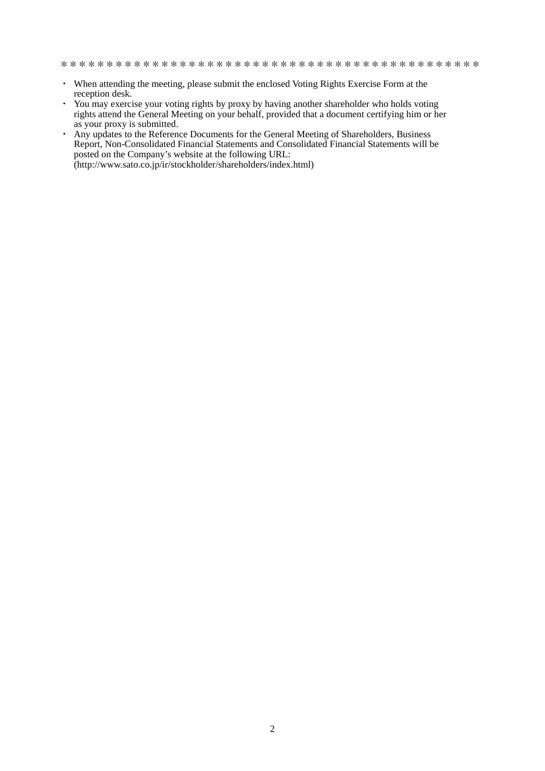* * * * * * * * * * * * * * * * * * * * * * * * * * * * * * * * * * * * * * * * * * * * * *

- When attending the meeting, please submit the enclosed Voting Rights Exercise Form at the reception desk.
- You may exercise your voting rights by proxy by having another shareholder who holds voting rights attend the General Meeting on your behalf, provided that a document certifying him or her as your proxy is submitted.
- Any updates to the Reference Documents for the General Meeting of Shareholders, Business Report, Non-Consolidated Financial Statements and Consolidated Financial Statements will be posted on the Company's website at the following URL:  
(http://www.sato.co.jp/ir/stockholder/shareholders/index.html)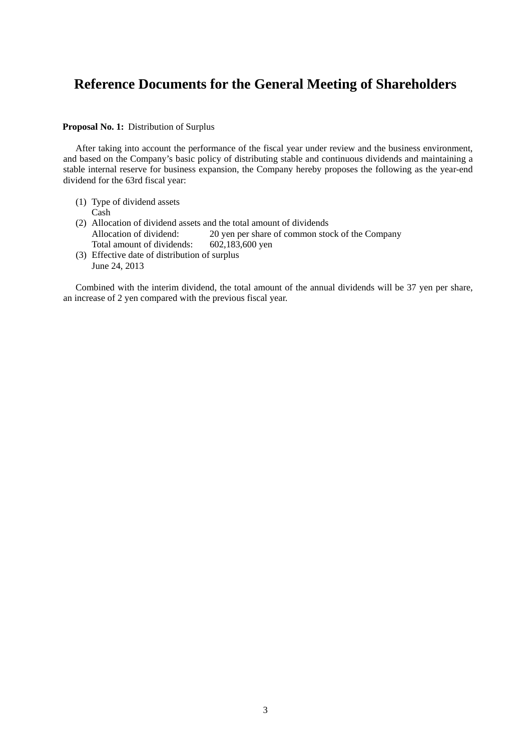# Reference Documents for the General Meeting of Shareholders

**Proposal No. 1:** Distribution of Surplus

After taking into account the performance of the fiscal year under review and the business environment, and based on the Company's basic policy of distributing stable and continuous dividends and maintaining a stable internal reserve for business expansion, the Company hereby proposes the following as the year-end dividend for the 63rd fiscal year:

(1) Type of dividend assets
    Cash
(2) Allocation of dividend assets and the total amount of dividends
    Allocation of dividend: 20 yen per share of common stock of the Company
    Total amount of dividends: 602,183,600 yen
(3) Effective date of distribution of surplus
    June 24, 2013

Combined with the interim dividend, the total amount of the annual dividends will be 37 yen per share, an increase of 2 yen compared with the previous fiscal year.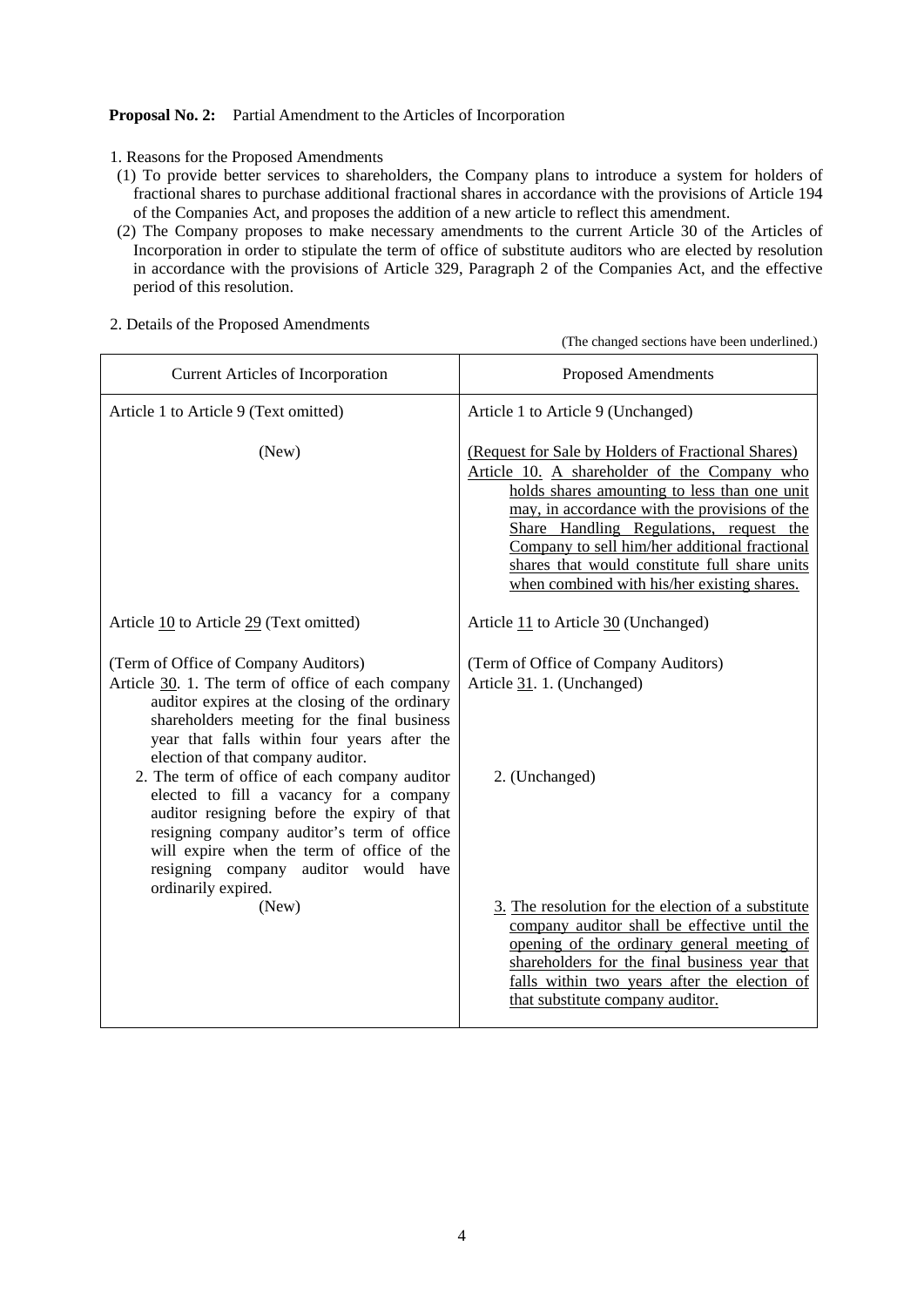**Proposal No. 2:** Partial Amendment to the Articles of Incorporation

1. Reasons for the Proposed Amendments
   (1) To provide better services to shareholders, the Company plans to introduce a system for holders of fractional shares to purchase additional fractional shares in accordance with the provisions of Article 194 of the Companies Act, and proposes the addition of a new article to reflect this amendment.
   (2) The Company proposes to make necessary amendments to the current Article 30 of the Articles of Incorporation in order to stipulate the term of office of substitute auditors who are elected by resolution in accordance with the provisions of Article 329, Paragraph 2 of the Companies Act, and the effective period of this resolution.

2. Details of the Proposed Amendments

(The changed sections have been underlined.)

| Current Articles of Incorporation | Proposed Amendments |
|---|---|
| Article 1 to Article 9 (Text omitted) | Article 1 to Article 9 (Unchanged) |
| (New) | <u>(Request for Sale by Holders of Fractional Shares)</u><br><u>Article 10. A shareholder of the Company who holds shares amounting to less than one unit may, in accordance with the provisions of the Share Handling Regulations, request the Company to sell him/her additional fractional shares that would constitute full share units when combined with his/her existing shares.</u> |
| Article <u>10</u> to Article <u>29</u> (Text omitted) | Article <u>11</u> to Article <u>30</u> (Unchanged) |
| (Term of Office of Company Auditors)<br>Article <u>30</u>. 1. The term of office of each company auditor expires at the closing of the ordinary shareholders meeting for the final business year that falls within four years after the election of that company auditor. | (Term of Office of Company Auditors)<br>Article <u>31</u>. 1. (Unchanged) |
| 2. The term of office of each company auditor elected to fill a vacancy for a company auditor resigning before the expiry of that resigning company auditor's term of office will expire when the term of office of the resigning company auditor would have ordinarily expired. | 2. (Unchanged) |
| (New) | <u>3. The resolution for the election of a substitute company auditor shall be effective until the opening of the ordinary general meeting of shareholders for the final business year that falls within two years after the election of that substitute company auditor.</u> |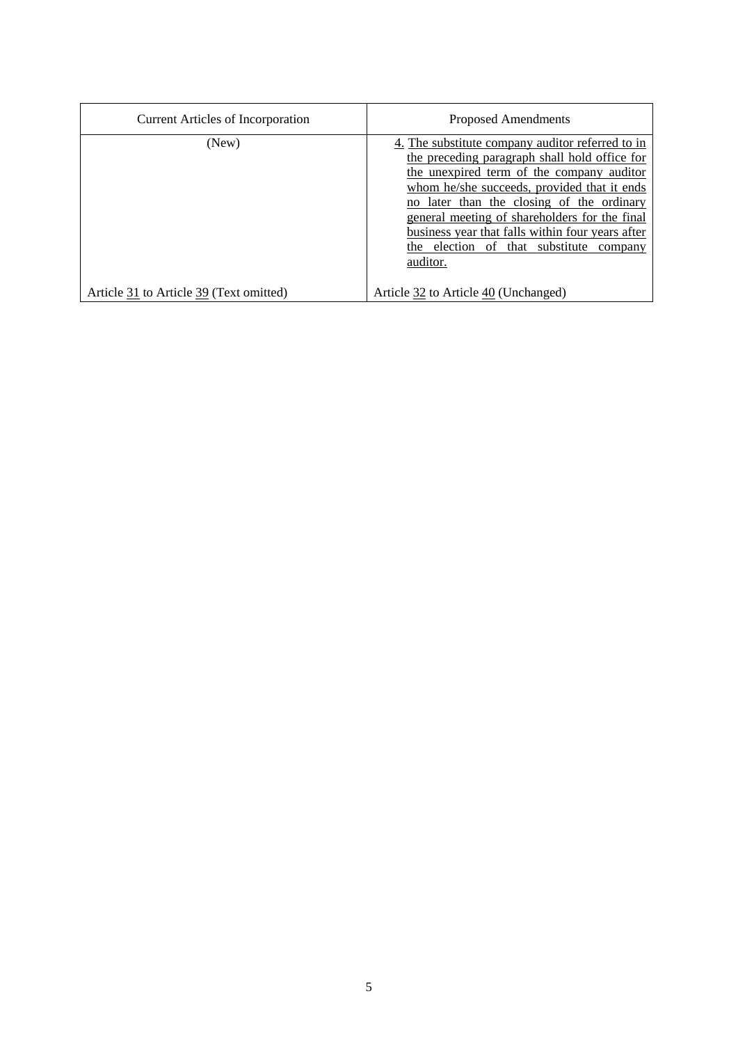| Current Articles of Incorporation | Proposed Amendments |
|---|---|
| (New) | 4. The substitute company auditor referred to in the preceding paragraph shall hold office for the unexpired term of the company auditor whom he/she succeeds, provided that it ends no later than the closing of the ordinary general meeting of shareholders for the final business year that falls within four years after the election of that substitute company auditor. |
| Article 31 to Article 39 (Text omitted) | Article 32 to Article 40 (Unchanged) |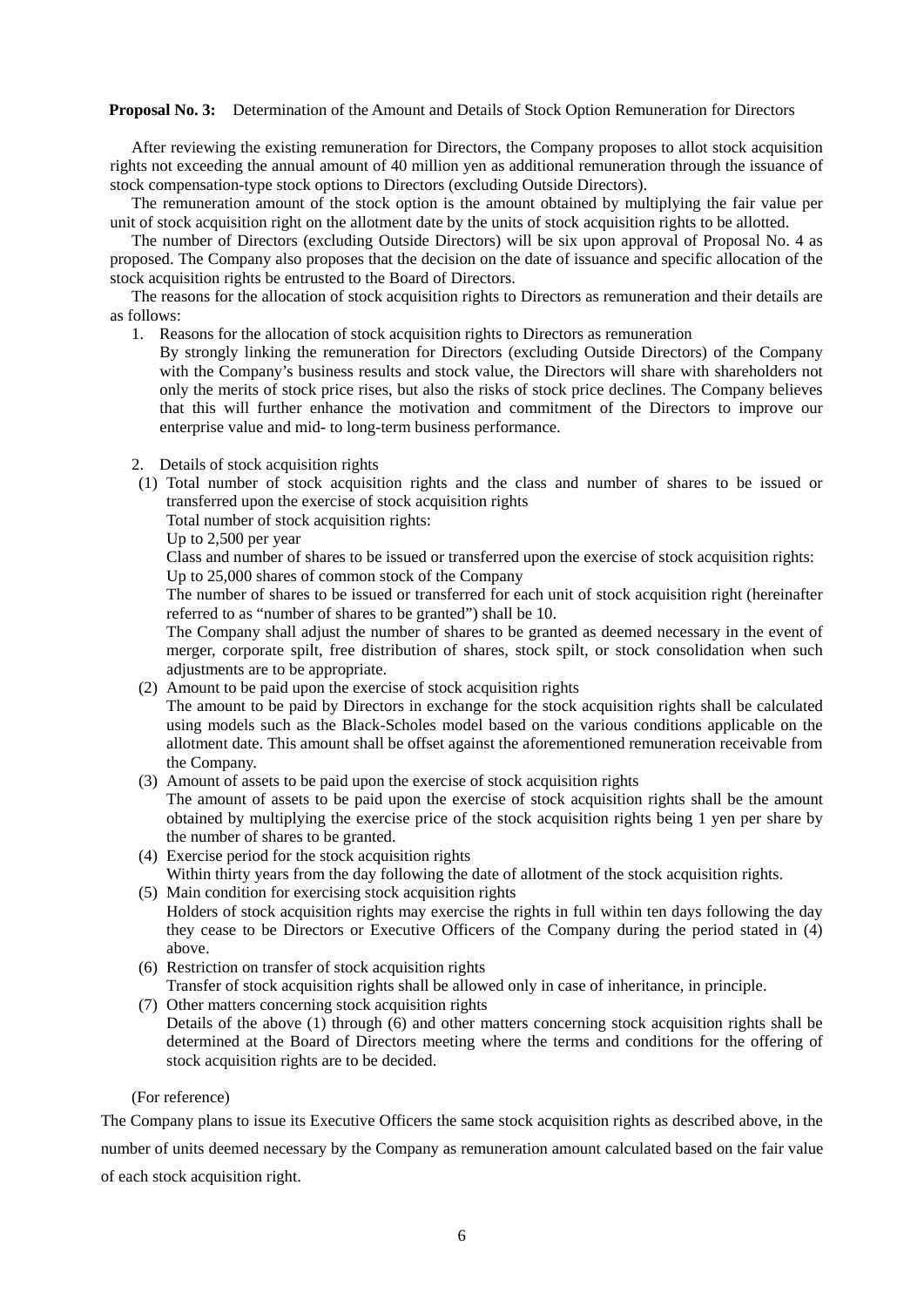**Proposal No. 3:** Determination of the Amount and Details of Stock Option Remuneration for Directors

After reviewing the existing remuneration for Directors, the Company proposes to allot stock acquisition rights not exceeding the annual amount of 40 million yen as additional remuneration through the issuance of stock compensation-type stock options to Directors (excluding Outside Directors).

The remuneration amount of the stock option is the amount obtained by multiplying the fair value per unit of stock acquisition right on the allotment date by the units of stock acquisition rights to be allotted.

The number of Directors (excluding Outside Directors) will be six upon approval of Proposal No. 4 as proposed. The Company also proposes that the decision on the date of issuance and specific allocation of the stock acquisition rights be entrusted to the Board of Directors.

The reasons for the allocation of stock acquisition rights to Directors as remuneration and their details are as follows:

1. Reasons for the allocation of stock acquisition rights to Directors as remuneration

   By strongly linking the remuneration for Directors (excluding Outside Directors) of the Company with the Company's business results and stock value, the Directors will share with shareholders not only the merits of stock price rises, but also the risks of stock price declines. The Company believes that this will further enhance the motivation and commitment of the Directors to improve our enterprise value and mid- to long-term business performance.

2. Details of stock acquisition rights

(1) Total number of stock acquisition rights and the class and number of shares to be issued or transferred upon the exercise of stock acquisition rights

Total number of stock acquisition rights:

Up to 2,500 per year

Class and number of shares to be issued or transferred upon the exercise of stock acquisition rights:

Up to 25,000 shares of common stock of the Company

The number of shares to be issued or transferred for each unit of stock acquisition right (hereinafter referred to as "number of shares to be granted") shall be 10.

The Company shall adjust the number of shares to be granted as deemed necessary in the event of merger, corporate spilt, free distribution of shares, stock spilt, or stock consolidation when such adjustments are to be appropriate.

(2) Amount to be paid upon the exercise of stock acquisition rights

The amount to be paid by Directors in exchange for the stock acquisition rights shall be calculated using models such as the Black-Scholes model based on the various conditions applicable on the allotment date. This amount shall be offset against the aforementioned remuneration receivable from the Company.

(3) Amount of assets to be paid upon the exercise of stock acquisition rights

The amount of assets to be paid upon the exercise of stock acquisition rights shall be the amount obtained by multiplying the exercise price of the stock acquisition rights being 1 yen per share by the number of shares to be granted.

(4) Exercise period for the stock acquisition rights

Within thirty years from the day following the date of allotment of the stock acquisition rights.

(5) Main condition for exercising stock acquisition rights

Holders of stock acquisition rights may exercise the rights in full within ten days following the day they cease to be Directors or Executive Officers of the Company during the period stated in (4) above.

(6) Restriction on transfer of stock acquisition rights

Transfer of stock acquisition rights shall be allowed only in case of inheritance, in principle.

(7) Other matters concerning stock acquisition rights

Details of the above (1) through (6) and other matters concerning stock acquisition rights shall be determined at the Board of Directors meeting where the terms and conditions for the offering of stock acquisition rights are to be decided.

(For reference)

The Company plans to issue its Executive Officers the same stock acquisition rights as described above, in the number of units deemed necessary by the Company as remuneration amount calculated based on the fair value of each stock acquisition right.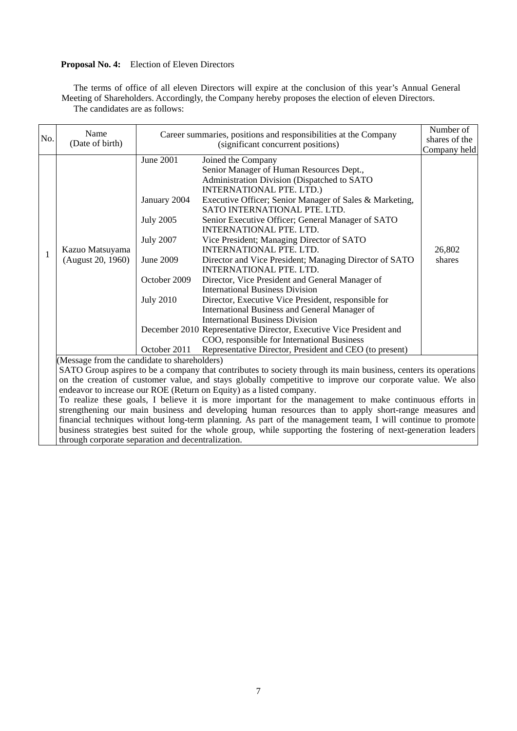**Proposal No. 4:** Election of Eleven Directors

The terms of office of all eleven Directors will expire at the conclusion of this year's Annual General Meeting of Shareholders. Accordingly, the Company hereby proposes the election of eleven Directors.
The candidates are as follows:

| No. | Name (Date of birth) | Career summaries, positions and responsibilities at the Company (significant concurrent positions) | | Number of shares of the Company held |
|---|---|---|---|---|
| 1 | Kazuo Matsuyama (August 20, 1960) | June 2001 | Joined the Company<br>Senior Manager of Human Resources Dept., Administration Division (Dispatched to SATO INTERNATIONAL PTE. LTD.) | 26,802 shares |
| | | January 2004 | Executive Officer; Senior Manager of Sales & Marketing, SATO INTERNATIONAL PTE. LTD. | |
| | | July 2005 | Senior Executive Officer; General Manager of SATO INTERNATIONAL PTE. LTD. | |
| | | July 2007 | Vice President; Managing Director of SATO INTERNATIONAL PTE. LTD. | |
| | | June 2009 | Director and Vice President; Managing Director of SATO INTERNATIONAL PTE. LTD. | |
| | | October 2009 | Director, Vice President and General Manager of International Business Division | |
| | | July 2010 | Director, Executive Vice President, responsible for International Business and General Manager of International Business Division | |
| | | December 2010 | Representative Director, Executive Vice President and COO, responsible for International Business | |
| | | October 2011 | Representative Director, President and CEO (to present) | |

(Message from the candidate to shareholders)
SATO Group aspires to be a company that contributes to society through its main business, centers its operations on the creation of customer value, and stays globally competitive to improve our corporate value. We also endeavor to increase our ROE (Return on Equity) as a listed company.
To realize these goals, I believe it is more important for the management to make continuous efforts in strengthening our main business and developing human resources than to apply short-range measures and financial techniques without long-term planning. As part of the management team, I will continue to promote business strategies best suited for the whole group, while supporting the fostering of next-generation leaders through corporate separation and decentralization.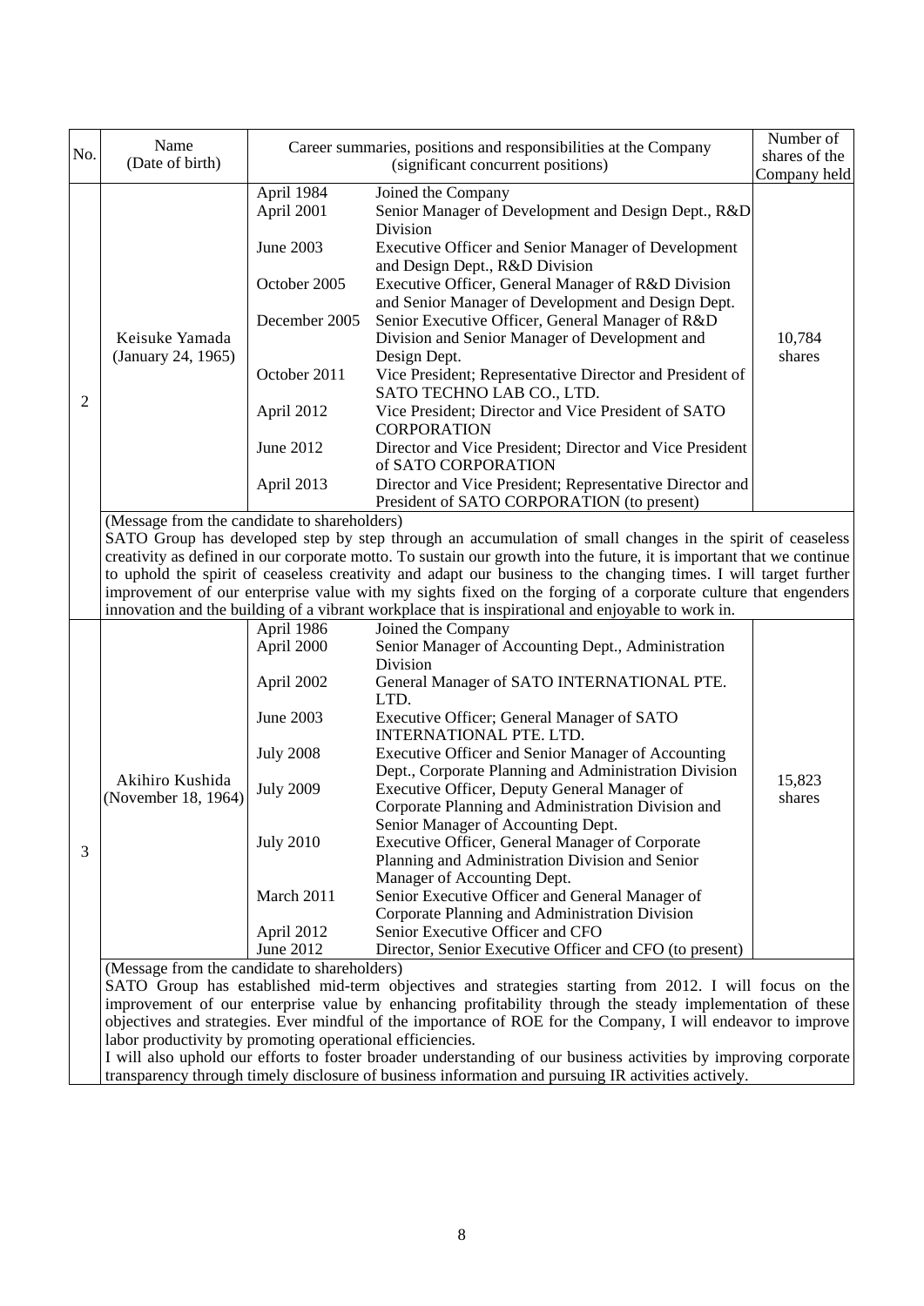| No. | Name (Date of birth) | Career summaries, positions and responsibilities at the Company (significant concurrent positions) | | Number of shares of the Company held |
|---|---|---|---|---|
| 2 | Keisuke Yamada (January 24, 1965) | April 1984 | Joined the Company | 10,784 shares |
| | | April 2001 | Senior Manager of Development and Design Dept., R&D Division | |
| | | June 2003 | Executive Officer and Senior Manager of Development and Design Dept., R&D Division | |
| | | October 2005 | Executive Officer, General Manager of R&D Division and Senior Manager of Development and Design Dept. | |
| | | December 2005 | Senior Executive Officer, General Manager of R&D Division and Senior Manager of Development and Design Dept. | |
| | | October 2011 | Vice President; Representative Director and President of SATO TECHNO LAB CO., LTD. | |
| | | April 2012 | Vice President; Director and Vice President of SATO CORPORATION | |
| | | June 2012 | Director and Vice President; Director and Vice President of SATO CORPORATION | |
| | | April 2013 | Director and Vice President; Representative Director and President of SATO CORPORATION (to present) | |
| | (Message from the candidate to shareholders) SATO Group has developed step by step through an accumulation of small changes in the spirit of ceaseless creativity as defined in our corporate motto. To sustain our growth into the future, it is important that we continue to uphold the spirit of ceaseless creativity and adapt our business to the changing times. I will target further improvement of our enterprise value with my sights fixed on the forging of a corporate culture that engenders innovation and the building of a vibrant workplace that is inspirational and enjoyable to work in. | | | |
| 3 | Akihiro Kushida (November 18, 1964) | April 1986 | Joined the Company | 15,823 shares |
| | | April 2000 | Senior Manager of Accounting Dept., Administration Division | |
| | | April 2002 | General Manager of SATO INTERNATIONAL PTE. LTD. | |
| | | June 2003 | Executive Officer; General Manager of SATO INTERNATIONAL PTE. LTD. | |
| | | July 2008 | Executive Officer and Senior Manager of Accounting Dept., Corporate Planning and Administration Division | |
| | | July 2009 | Executive Officer, Deputy General Manager of Corporate Planning and Administration Division and Senior Manager of Accounting Dept. | |
| | | July 2010 | Executive Officer, General Manager of Corporate Planning and Administration Division and Senior Manager of Accounting Dept. | |
| | | March 2011 | Senior Executive Officer and General Manager of Corporate Planning and Administration Division | |
| | | April 2012 | Senior Executive Officer and CFO | |
| | | June 2012 | Director, Senior Executive Officer and CFO (to present) | |
| | (Message from the candidate to shareholders) SATO Group has established mid-term objectives and strategies starting from 2012. I will focus on the improvement of our enterprise value by enhancing profitability through the steady implementation of these objectives and strategies. Ever mindful of the importance of ROE for the Company, I will endeavor to improve labor productivity by promoting operational efficiencies. I will also uphold our efforts to foster broader understanding of our business activities by improving corporate transparency through timely disclosure of business information and pursuing IR activities actively. | | | |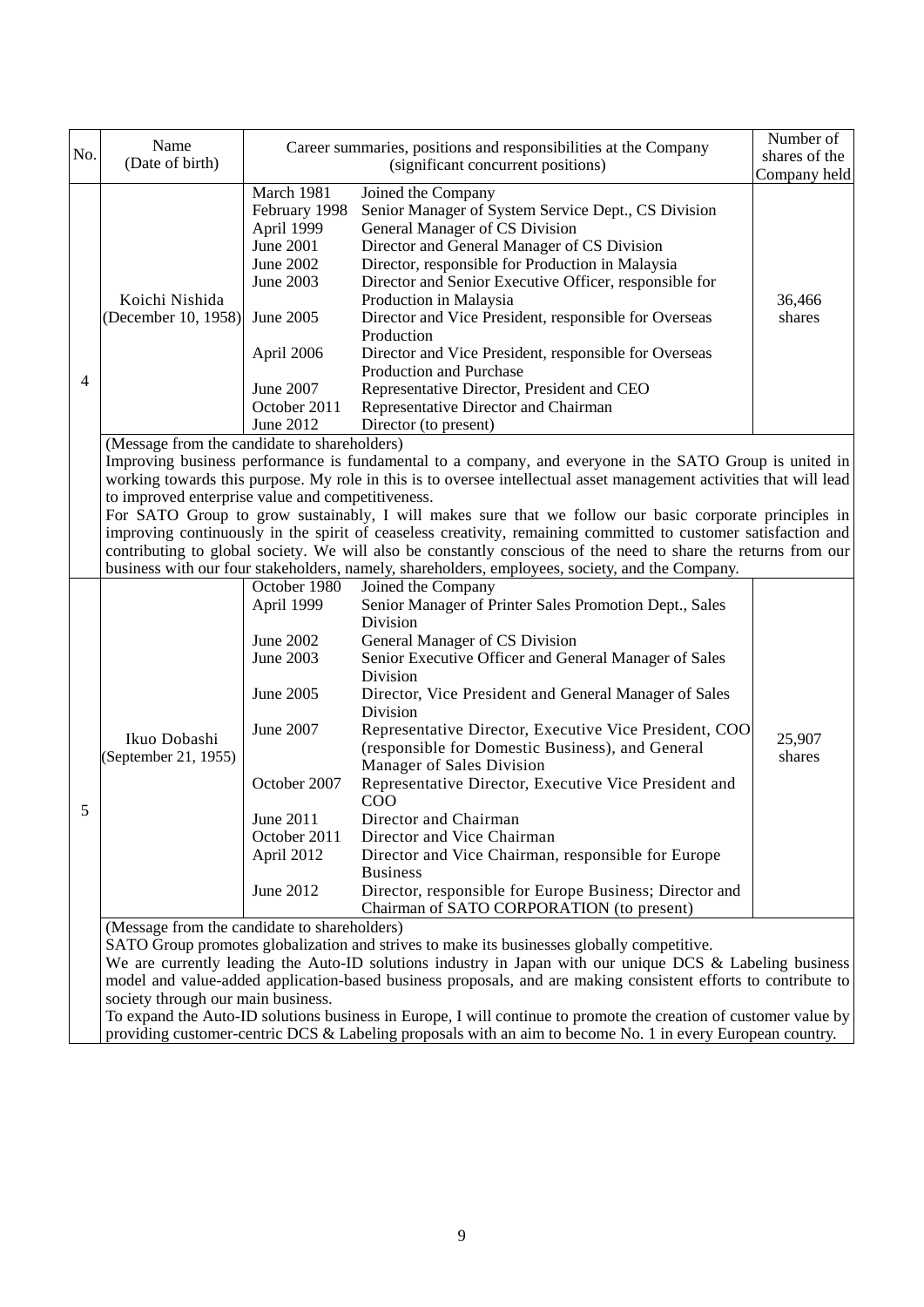| No. | Name (Date of birth) | Career summaries, positions and responsibilities at the Company (significant concurrent positions) | Number of shares of the Company held |
|---|---|---|---|
| 4 | Koichi Nishida (December 10, 1958) | March 1981 Joined the Company<br>February 1998 Senior Manager of System Service Dept., CS Division<br>April 1999 General Manager of CS Division<br>June 2001 Director and General Manager of CS Division<br>June 2002 Director, responsible for Production in Malaysia<br>June 2003 Director and Senior Executive Officer, responsible for Production in Malaysia<br>June 2005 Director and Vice President, responsible for Overseas Production<br>April 2006 Director and Vice President, responsible for Overseas Production and Purchase<br>June 2007 Representative Director, President and CEO<br>October 2011 Representative Director and Chairman<br>June 2012 Director (to present) | 36,466 shares |
| | (Message from the candidate to shareholders)<br>Improving business performance is fundamental to a company, and everyone in the SATO Group is united in working towards this purpose. My role in this is to oversee intellectual asset management activities that will lead to improved enterprise value and competitiveness.<br>For SATO Group to grow sustainably, I will makes sure that we follow our basic corporate principles in improving continuously in the spirit of ceaseless creativity, remaining committed to customer satisfaction and contributing to global society. We will also be constantly conscious of the need to share the returns from our business with our four stakeholders, namely, shareholders, employees, society, and the Company. | | |
| 5 | Ikuo Dobashi (September 21, 1955) | October 1980 Joined the Company<br>April 1999 Senior Manager of Printer Sales Promotion Dept., Sales Division<br>June 2002 General Manager of CS Division<br>June 2003 Senior Executive Officer and General Manager of Sales Division<br>June 2005 Director, Vice President and General Manager of Sales Division<br>June 2007 Representative Director, Executive Vice President, COO (responsible for Domestic Business), and General Manager of Sales Division<br>October 2007 Representative Director, Executive Vice President and COO<br>June 2011 Director and Chairman<br>October 2011 Director and Vice Chairman<br>April 2012 Director and Vice Chairman, responsible for Europe Business<br>June 2012 Director, responsible for Europe Business; Director and Chairman of SATO CORPORATION (to present) | 25,907 shares |
| | (Message from the candidate to shareholders)<br>SATO Group promotes globalization and strives to make its businesses globally competitive.<br>We are currently leading the Auto-ID solutions industry in Japan with our unique DCS & Labeling business model and value-added application-based business proposals, and are making consistent efforts to contribute to society through our main business.<br>To expand the Auto-ID solutions business in Europe, I will continue to promote the creation of customer value by providing customer-centric DCS & Labeling proposals with an aim to become No. 1 in every European country. | | |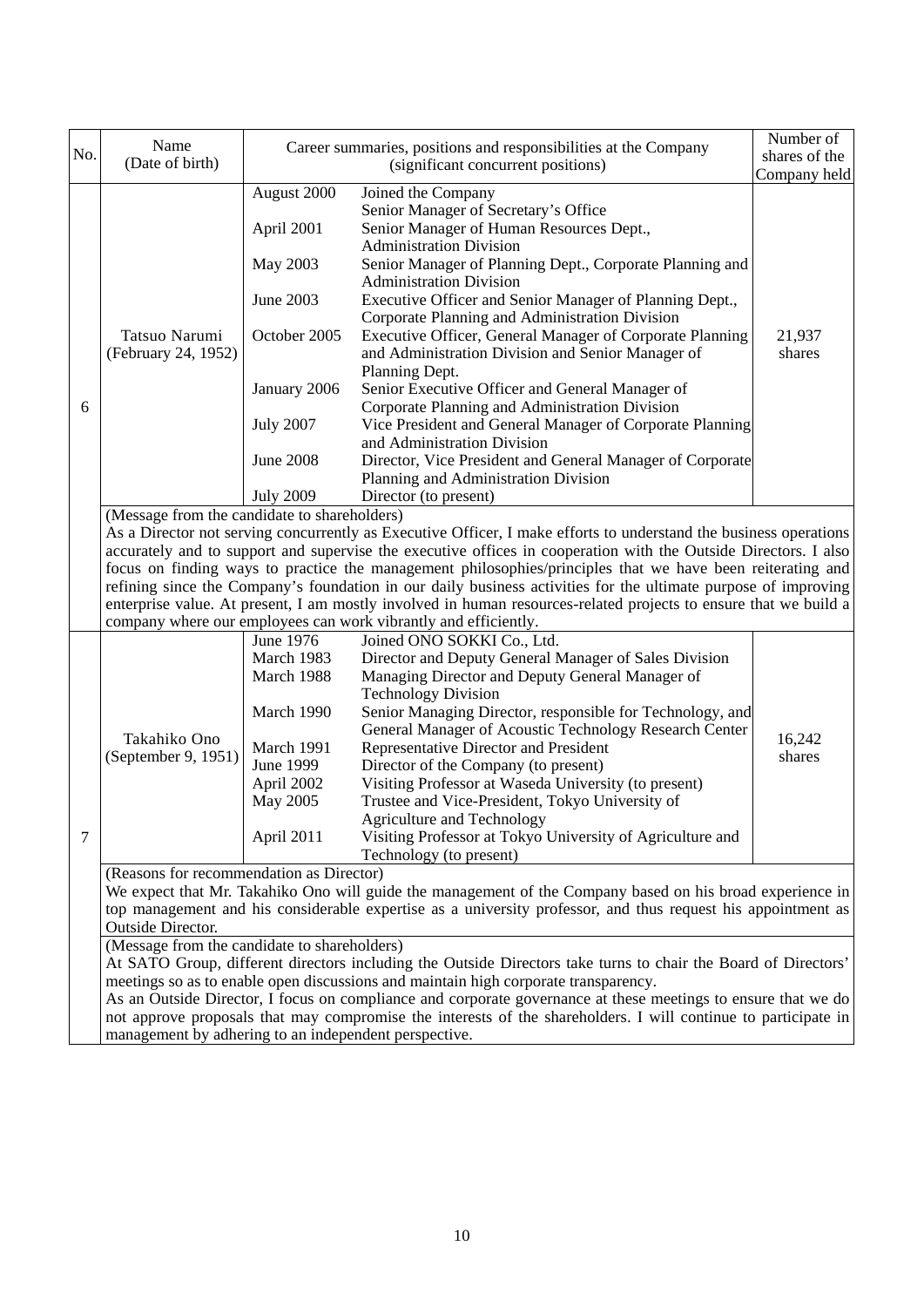| No. | Name (Date of birth) | Career summaries, positions and responsibilities at the Company (significant concurrent positions) | | Number of shares of the Company held |
|---|---|---|---|---|
| 6 | Tatsuo Narumi (February 24, 1952) | August 2000 | Joined the Company<br>Senior Manager of Secretary's Office | 21,937 shares |
| | | April 2001 | Senior Manager of Human Resources Dept., Administration Division | |
| | | May 2003 | Senior Manager of Planning Dept., Corporate Planning and Administration Division | |
| | | June 2003 | Executive Officer and Senior Manager of Planning Dept., Corporate Planning and Administration Division | |
| | | October 2005 | Executive Officer, General Manager of Corporate Planning and Administration Division and Senior Manager of Planning Dept. | |
| | | January 2006 | Senior Executive Officer and General Manager of Corporate Planning and Administration Division | |
| | | July 2007 | Vice President and General Manager of Corporate Planning and Administration Division | |
| | | June 2008 | Director, Vice President and General Manager of Corporate Planning and Administration Division | |
| | | July 2009 | Director (to present) | |
| | (Message from the candidate to shareholders)<br>As a Director not serving concurrently as Executive Officer, I make efforts to understand the business operations accurately and to support and supervise the executive offices in cooperation with the Outside Directors. I also focus on finding ways to practice the management philosophies/principles that we have been reiterating and refining since the Company's foundation in our daily business activities for the ultimate purpose of improving enterprise value. At present, I am mostly involved in human resources-related projects to ensure that we build a company where our employees can work vibrantly and efficiently. | | | |
| 7 | Takahiko Ono (September 9, 1951) | June 1976 | Joined ONO SOKKI Co., Ltd. | 16,242 shares |
| | | March 1983 | Director and Deputy General Manager of Sales Division | |
| | | March 1988 | Managing Director and Deputy General Manager of Technology Division | |
| | | March 1990 | Senior Managing Director, responsible for Technology, and General Manager of Acoustic Technology Research Center | |
| | | March 1991 | Representative Director and President | |
| | | June 1999 | Director of the Company (to present) | |
| | | April 2002 | Visiting Professor at Waseda University (to present) | |
| | | May 2005 | Trustee and Vice-President, Tokyo University of Agriculture and Technology | |
| | | April 2011 | Visiting Professor at Tokyo University of Agriculture and Technology (to present) | |
| | (Reasons for recommendation as Director)<br>We expect that Mr. Takahiko Ono will guide the management of the Company based on his broad experience in top management and his considerable expertise as a university professor, and thus request his appointment as Outside Director. | | | |
| | (Message from the candidate to shareholders)<br>At SATO Group, different directors including the Outside Directors take turns to chair the Board of Directors' meetings so as to enable open discussions and maintain high corporate transparency.<br>As an Outside Director, I focus on compliance and corporate governance at these meetings to ensure that we do not approve proposals that may compromise the interests of the shareholders. I will continue to participate in management by adhering to an independent perspective. | | | |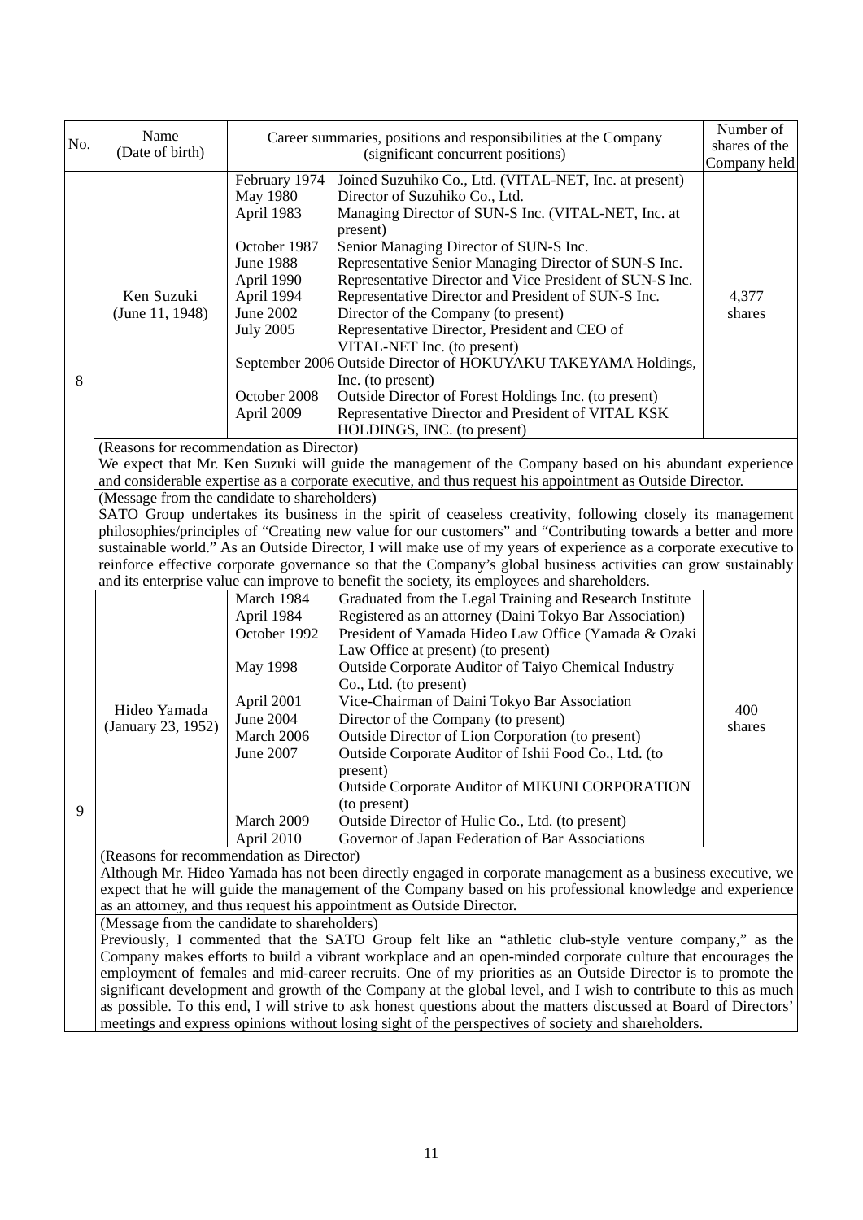| No. | Name (Date of birth) | Career summaries, positions and responsibilities at the Company (significant concurrent positions) | Number of shares of the Company held |
|---|---|---|---|
| 8 | Ken Suzuki (June 11, 1948) | February 1974 Joined Suzuhiko Co., Ltd. (VITAL-NET, Inc. at present)<br>May 1980 Director of Suzuhiko Co., Ltd.<br>April 1983 Managing Director of SUN-S Inc. (VITAL-NET, Inc. at present)<br>October 1987 Senior Managing Director of SUN-S Inc.<br>June 1988 Representative Senior Managing Director of SUN-S Inc.<br>April 1990 Representative Director and Vice President of SUN-S Inc.<br>April 1994 Representative Director and President of SUN-S Inc.<br>June 2002 Director of the Company (to present)<br>July 2005 Representative Director, President and CEO of VITAL-NET Inc. (to present)<br>September 2006 Outside Director of HOKUYAKU TAKEYAMA Holdings, Inc. (to present)<br>October 2008 Outside Director of Forest Holdings Inc. (to present)<br>April 2009 Representative Director and President of VITAL KSK HOLDINGS, INC. (to present) | 4,377 shares |
| | (Reasons for recommendation as Director)<br>We expect that Mr. Ken Suzuki will guide the management of the Company based on his abundant experience and considerable expertise as a corporate executive, and thus request his appointment as Outside Director. | | |
| | (Message from the candidate to shareholders)<br>SATO Group undertakes its business in the spirit of ceaseless creativity, following closely its management philosophies/principles of "Creating new value for our customers" and "Contributing towards a better and more sustainable world." As an Outside Director, I will make use of my years of experience as a corporate executive to reinforce effective corporate governance so that the Company's global business activities can grow sustainably and its enterprise value can improve to benefit the society, its employees and shareholders. | | |
| 9 | Hideo Yamada (January 23, 1952) | March 1984 Graduated from the Legal Training and Research Institute<br>April 1984 Registered as an attorney (Daini Tokyo Bar Association)<br>October 1992 President of Yamada Hideo Law Office (Yamada & Ozaki Law Office at present) (to present)<br>May 1998 Outside Corporate Auditor of Taiyo Chemical Industry Co., Ltd. (to present)<br>April 2001 Vice-Chairman of Daini Tokyo Bar Association<br>June 2004 Director of the Company (to present)<br>March 2006 Outside Director of Lion Corporation (to present)<br>June 2007 Outside Corporate Auditor of Ishii Food Co., Ltd. (to present)<br>Outside Corporate Auditor of MIKUNI CORPORATION (to present)<br>March 2009 Outside Director of Hulic Co., Ltd. (to present)<br>April 2010 Governor of Japan Federation of Bar Associations | 400 shares |
| | (Reasons for recommendation as Director)<br>Although Mr. Hideo Yamada has not been directly engaged in corporate management as a business executive, we expect that he will guide the management of the Company based on his professional knowledge and experience as an attorney, and thus request his appointment as Outside Director. | | |
| | (Message from the candidate to shareholders)<br>Previously, I commented that the SATO Group felt like an "athletic club-style venture company," as the Company makes efforts to build a vibrant workplace and an open-minded corporate culture that encourages the employment of females and mid-career recruits. One of my priorities as an Outside Director is to promote the significant development and growth of the Company at the global level, and I wish to contribute to this as much as possible. To this end, I will strive to ask honest questions about the matters discussed at Board of Directors' meetings and express opinions without losing sight of the perspectives of society and shareholders. | | |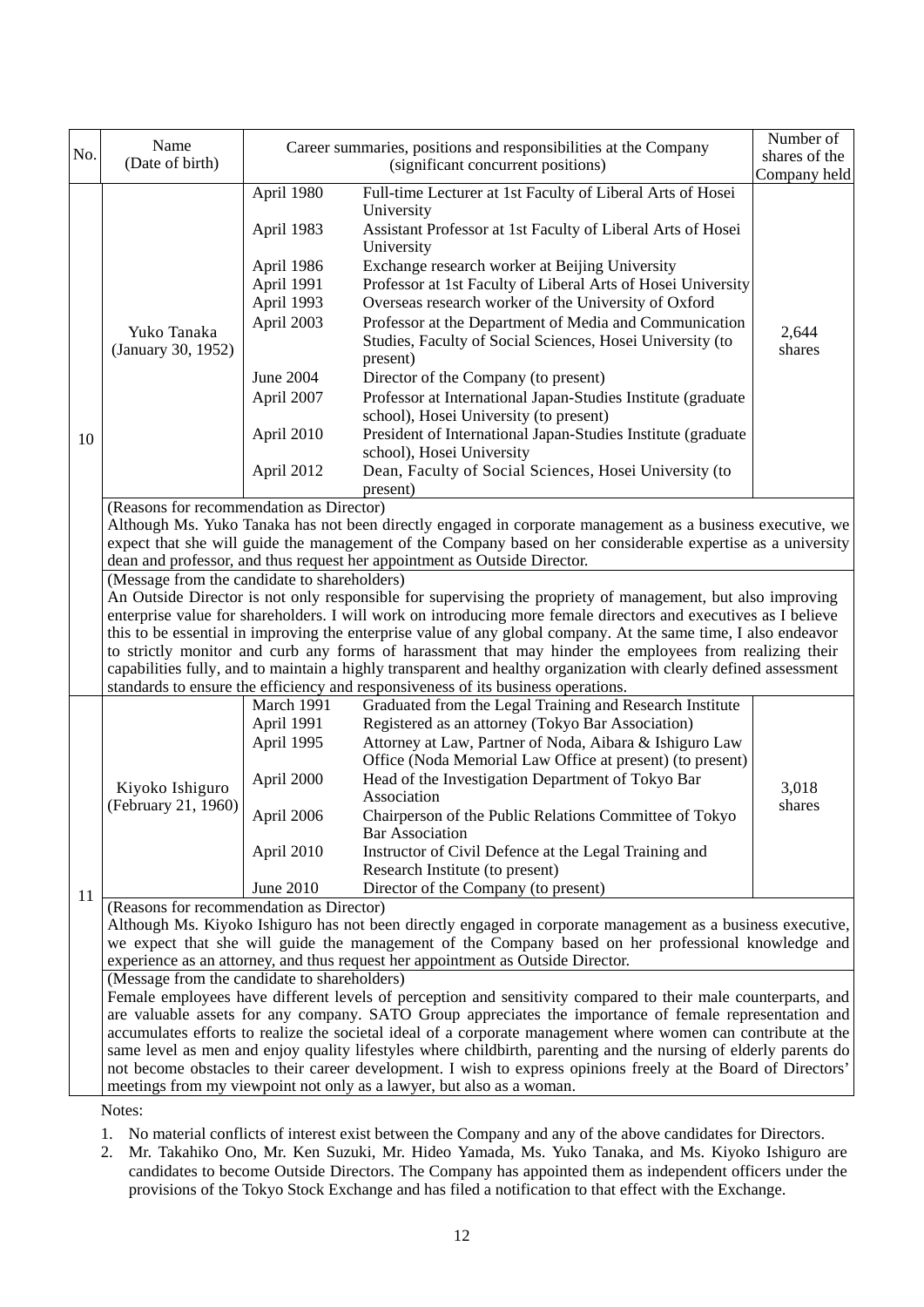| No. | Name (Date of birth) | Career summaries, positions and responsibilities at the Company (significant concurrent positions) | | Number of shares of the Company held |
|---|---|---|---|---|
| 10 | Yuko Tanaka (January 30, 1952) | April 1980 | Full-time Lecturer at 1st Faculty of Liberal Arts of Hosei University | 2,644 shares |
| | | April 1983 | Assistant Professor at 1st Faculty of Liberal Arts of Hosei University | |
| | | April 1986 | Exchange research worker at Beijing University | |
| | | April 1991 | Professor at 1st Faculty of Liberal Arts of Hosei University | |
| | | April 1993 | Overseas research worker of the University of Oxford | |
| | | April 2003 | Professor at the Department of Media and Communication Studies, Faculty of Social Sciences, Hosei University (to present) | |
| | | June 2004 | Director of the Company (to present) | |
| | | April 2007 | Professor at International Japan-Studies Institute (graduate school), Hosei University (to present) | |
| | | April 2010 | President of International Japan-Studies Institute (graduate school), Hosei University | |
| | | April 2012 | Dean, Faculty of Social Sciences, Hosei University (to present) | |
| | (Reasons for recommendation as Director) Although Ms. Yuko Tanaka has not been directly engaged in corporate management as a business executive, we expect that she will guide the management of the Company based on her considerable expertise as a university dean and professor, and thus request her appointment as Outside Director. | | | |
| | (Message from the candidate to shareholders) An Outside Director is not only responsible for supervising the propriety of management, but also improving enterprise value for shareholders. I will work on introducing more female directors and executives as I believe this to be essential in improving the enterprise value of any global company. At the same time, I also endeavor to strictly monitor and curb any forms of harassment that may hinder the employees from realizing their capabilities fully, and to maintain a highly transparent and healthy organization with clearly defined assessment standards to ensure the efficiency and responsiveness of its business operations. | | | |
| 11 | Kiyoko Ishiguro (February 21, 1960) | March 1991 | Graduated from the Legal Training and Research Institute | 3,018 shares |
| | | April 1991 | Registered as an attorney (Tokyo Bar Association) | |
| | | April 1995 | Attorney at Law, Partner of Noda, Aibara & Ishiguro Law Office (Noda Memorial Law Office at present) (to present) | |
| | | April 2000 | Head of the Investigation Department of Tokyo Bar Association | |
| | | April 2006 | Chairperson of the Public Relations Committee of Tokyo Bar Association | |
| | | April 2010 | Instructor of Civil Defence at the Legal Training and Research Institute (to present) | |
| | | June 2010 | Director of the Company (to present) | |
| | (Reasons for recommendation as Director) Although Ms. Kiyoko Ishiguro has not been directly engaged in corporate management as a business executive, we expect that she will guide the management of the Company based on her professional knowledge and experience as an attorney, and thus request her appointment as Outside Director. | | | |
| | (Message from the candidate to shareholders) Female employees have different levels of perception and sensitivity compared to their male counterparts, and are valuable assets for any company. SATO Group appreciates the importance of female representation and accumulates efforts to realize the societal ideal of a corporate management where women can contribute at the same level as men and enjoy quality lifestyles where childbirth, parenting and the nursing of elderly parents do not become obstacles to their career development. I wish to express opinions freely at the Board of Directors' meetings from my viewpoint not only as a lawyer, but also as a woman. | | | |

Notes:

1. No material conflicts of interest exist between the Company and any of the above candidates for Directors.
2. Mr. Takahiko Ono, Mr. Ken Suzuki, Mr. Hideo Yamada, Ms. Yuko Tanaka, and Ms. Kiyoko Ishiguro are candidates to become Outside Directors. The Company has appointed them as independent officers under the provisions of the Tokyo Stock Exchange and has filed a notification to that effect with the Exchange.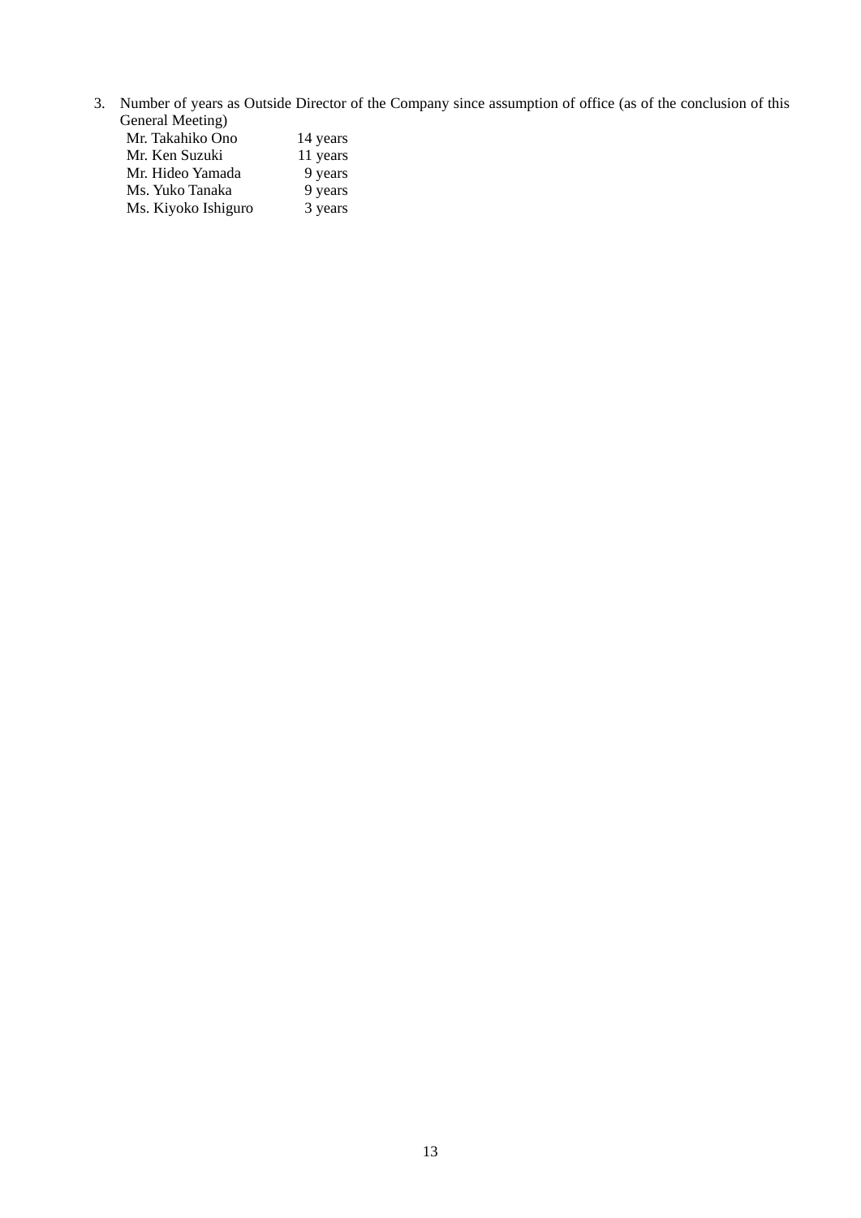3. Number of years as Outside Director of the Company since assumption of office (as of the conclusion of this General Meeting)

| | |
|---|---|
| Mr. Takahiko Ono | 14 years |
| Mr. Ken Suzuki | 11 years |
| Mr. Hideo Yamada | 9 years |
| Ms. Yuko Tanaka | 9 years |
| Ms. Kiyoko Ishiguro | 3 years |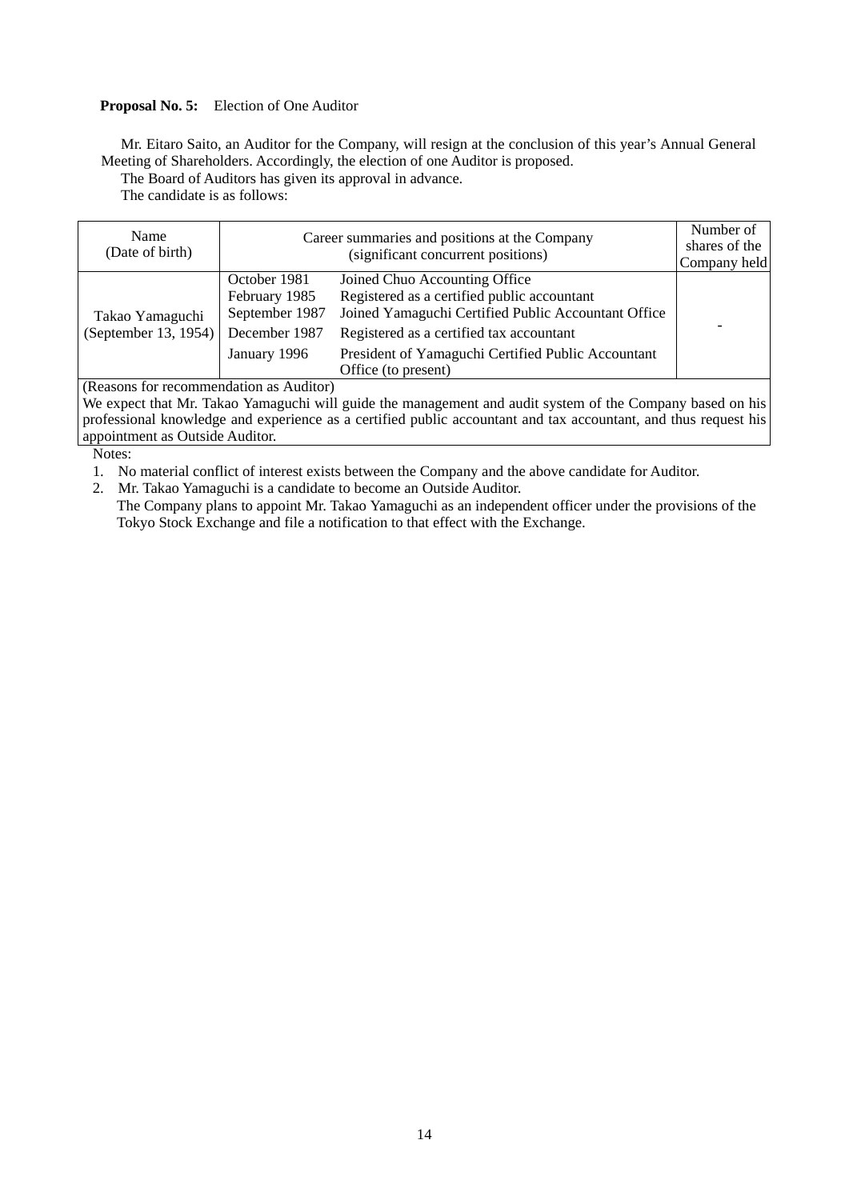**Proposal No. 5:** Election of One Auditor

Mr. Eitaro Saito, an Auditor for the Company, will resign at the conclusion of this year's Annual General Meeting of Shareholders. Accordingly, the election of one Auditor is proposed.

The Board of Auditors has given its approval in advance.

The candidate is as follows:

| Name (Date of birth) | Career summaries and positions at the Company (significant concurrent positions) | | Number of shares of the Company held |
|---|---|---|---|
| Takao Yamaguchi (September 13, 1954) | October 1981 | Joined Chuo Accounting Office | - |
| | February 1985 | Registered as a certified public accountant | |
| | September 1987 | Joined Yamaguchi Certified Public Accountant Office | |
| | December 1987 | Registered as a certified tax accountant | |
| | January 1996 | President of Yamaguchi Certified Public Accountant Office (to present) | |

(Reasons for recommendation as Auditor)

We expect that Mr. Takao Yamaguchi will guide the management and audit system of the Company based on his professional knowledge and experience as a certified public accountant and tax accountant, and thus request his appointment as Outside Auditor.

Notes:

1. No material conflict of interest exists between the Company and the above candidate for Auditor.
2. Mr. Takao Yamaguchi is a candidate to become an Outside Auditor.
   The Company plans to appoint Mr. Takao Yamaguchi as an independent officer under the provisions of the Tokyo Stock Exchange and file a notification to that effect with the Exchange.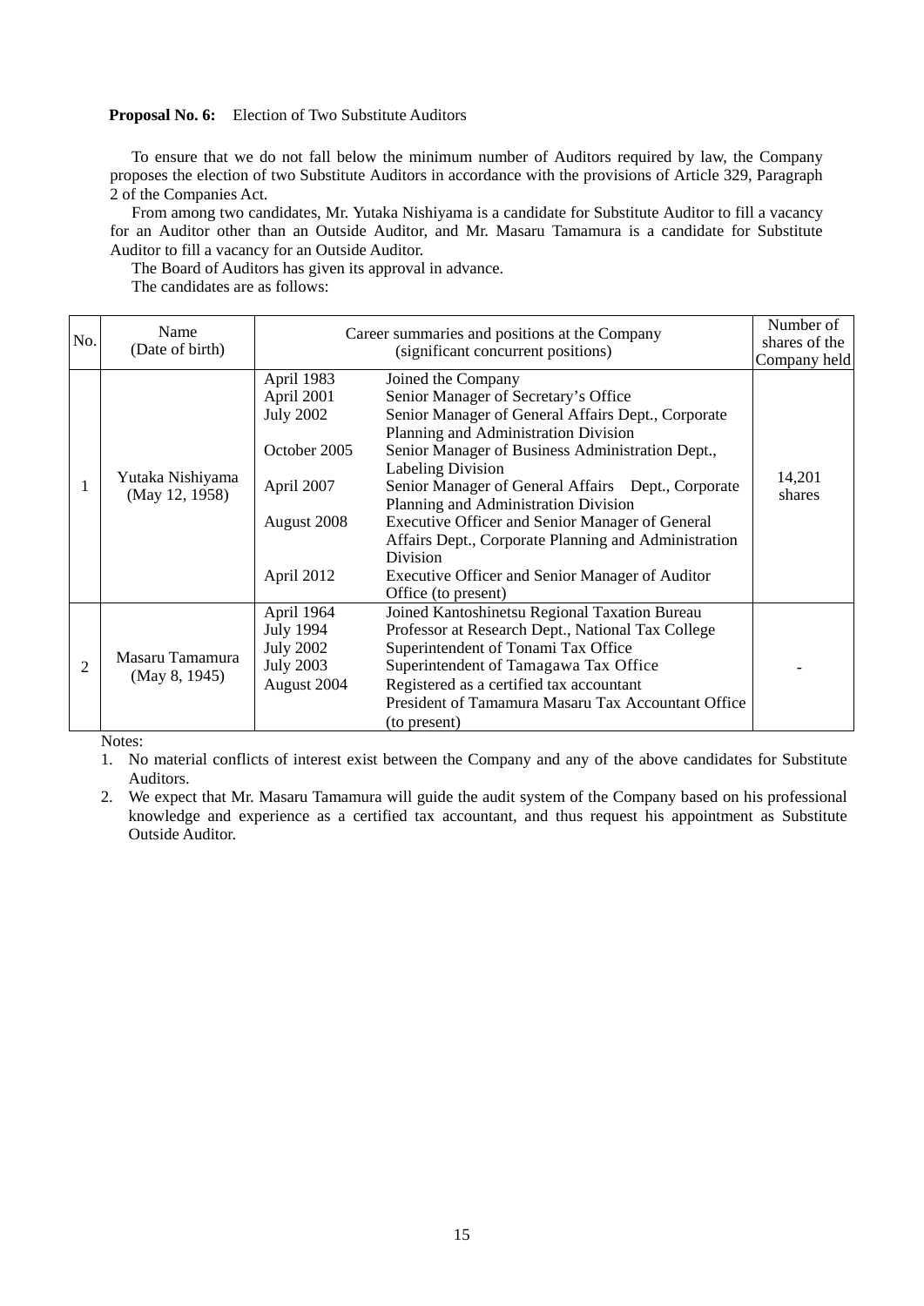**Proposal No. 6:** Election of Two Substitute Auditors

To ensure that we do not fall below the minimum number of Auditors required by law, the Company proposes the election of two Substitute Auditors in accordance with the provisions of Article 329, Paragraph 2 of the Companies Act.

From among two candidates, Mr. Yutaka Nishiyama is a candidate for Substitute Auditor to fill a vacancy for an Auditor other than an Outside Auditor, and Mr. Masaru Tamamura is a candidate for Substitute Auditor to fill a vacancy for an Outside Auditor.

The Board of Auditors has given its approval in advance.

The candidates are as follows:

| No. | Name (Date of birth) | Career summaries and positions at the Company (significant concurrent positions) | | Number of shares of the Company held |
|---|---|---|---|---|
| 1 | Yutaka Nishiyama (May 12, 1958) | April 1983 | Joined the Company | 14,201 shares |
| | | April 2001 | Senior Manager of Secretary's Office | |
| | | July 2002 | Senior Manager of General Affairs Dept., Corporate Planning and Administration Division | |
| | | October 2005 | Senior Manager of Business Administration Dept., Labeling Division | |
| | | April 2007 | Senior Manager of General Affairs Dept., Corporate Planning and Administration Division | |
| | | August 2008 | Executive Officer and Senior Manager of General Affairs Dept., Corporate Planning and Administration Division | |
| | | April 2012 | Executive Officer and Senior Manager of Auditor Office (to present) | |
| 2 | Masaru Tamamura (May 8, 1945) | April 1964 | Joined Kantoshinetsu Regional Taxation Bureau | - |
| | | July 1994 | Professor at Research Dept., National Tax College | |
| | | July 2002 | Superintendent of Tonami Tax Office | |
| | | July 2003 | Superintendent of Tamagawa Tax Office | |
| | | August 2004 | Registered as a certified tax accountant<br>President of Tamamura Masaru Tax Accountant Office (to present) | |

Notes:

1. No material conflicts of interest exist between the Company and any of the above candidates for Substitute Auditors.
2. We expect that Mr. Masaru Tamamura will guide the audit system of the Company based on his professional knowledge and experience as a certified tax accountant, and thus request his appointment as Substitute Outside Auditor.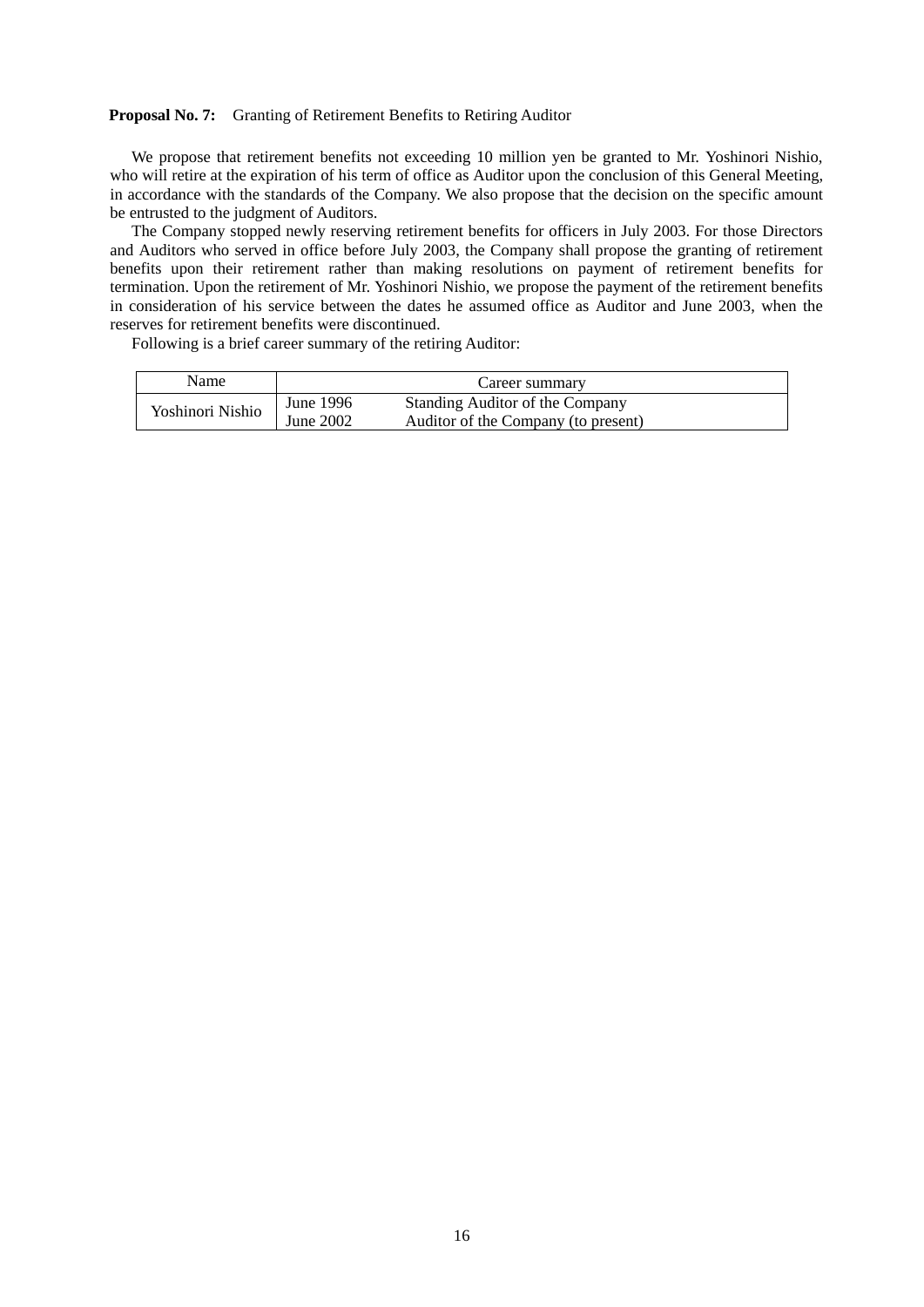**Proposal No. 7:** Granting of Retirement Benefits to Retiring Auditor

We propose that retirement benefits not exceeding 10 million yen be granted to Mr. Yoshinori Nishio, who will retire at the expiration of his term of office as Auditor upon the conclusion of this General Meeting, in accordance with the standards of the Company. We also propose that the decision on the specific amount be entrusted to the judgment of Auditors.

The Company stopped newly reserving retirement benefits for officers in July 2003. For those Directors and Auditors who served in office before July 2003, the Company shall propose the granting of retirement benefits upon their retirement rather than making resolutions on payment of retirement benefits for termination. Upon the retirement of Mr. Yoshinori Nishio, we propose the payment of the retirement benefits in consideration of his service between the dates he assumed office as Auditor and June 2003, when the reserves for retirement benefits were discontinued.

Following is a brief career summary of the retiring Auditor:

| Name | Career summary | |
|---|---|---|
| Yoshinori Nishio | June 1996 | Standing Auditor of the Company |
| | June 2002 | Auditor of the Company (to present) |